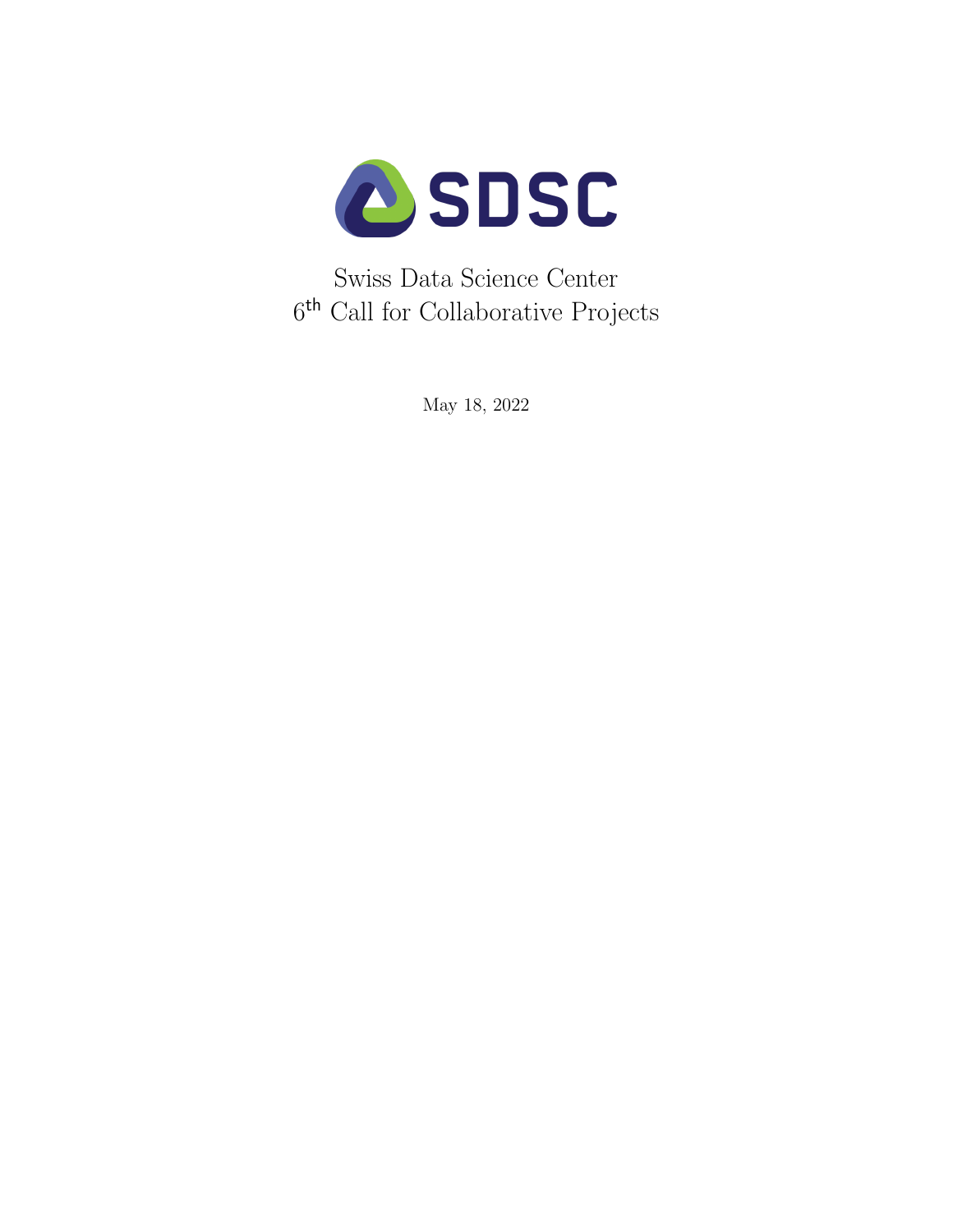SDSC

# Swiss Data Science Center
# 6th Call for Collaborative Projects

May 18, 2022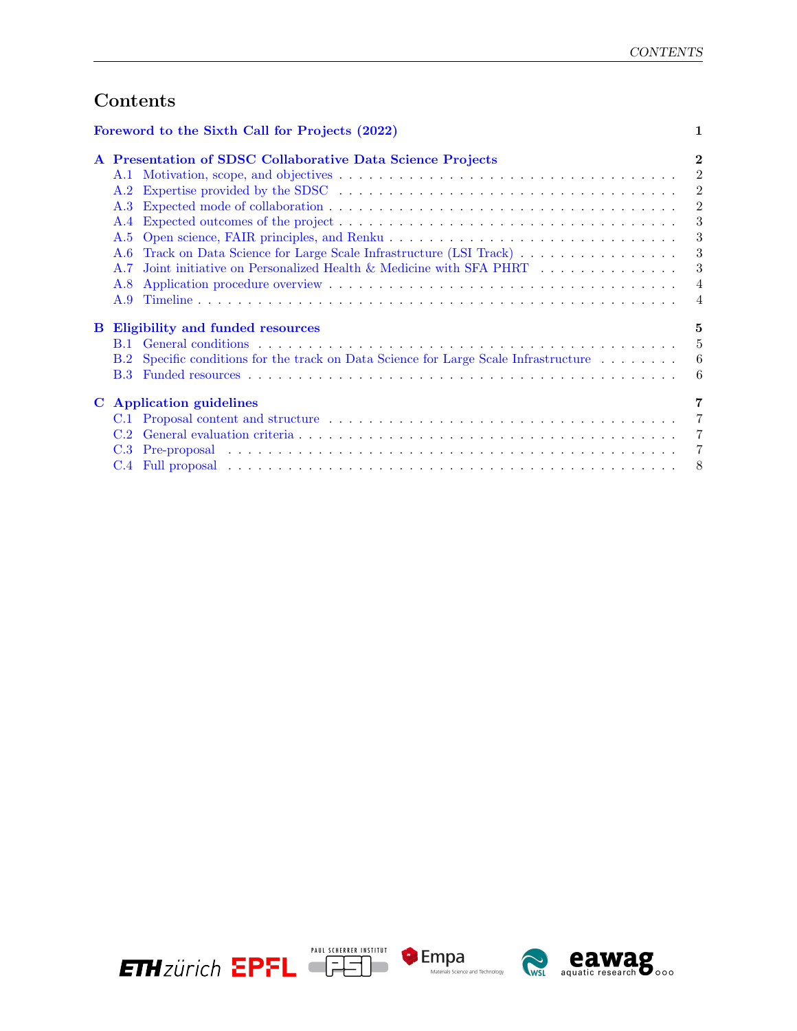# Contents

**Foreword to the Sixth Call for Projects (2022)** — 1

**A Presentation of SDSC Collaborative Data Science Projects** — 2
- A.1 Motivation, scope, and objectives — 2
- A.2 Expertise provided by the SDSC — 2
- A.3 Expected mode of collaboration — 2
- A.4 Expected outcomes of the project — 3
- A.5 Open science, FAIR principles, and Renku — 3
- A.6 Track on Data Science for Large Scale Infrastructure (LSI Track) — 3
- A.7 Joint initiative on Personalized Health & Medicine with SFA PHRT — 3
- A.8 Application procedure overview — 4
- A.9 Timeline — 4

**B Eligibility and funded resources** — 5
- B.1 General conditions — 5
- B.2 Specific conditions for the track on Data Science for Large Scale Infrastructure — 6
- B.3 Funded resources — 6

**C Application guidelines** — 7
- C.1 Proposal content and structure — 7
- C.2 General evaluation criteria — 7
- C.3 Pre-proposal — 7
- C.4 Full proposal — 8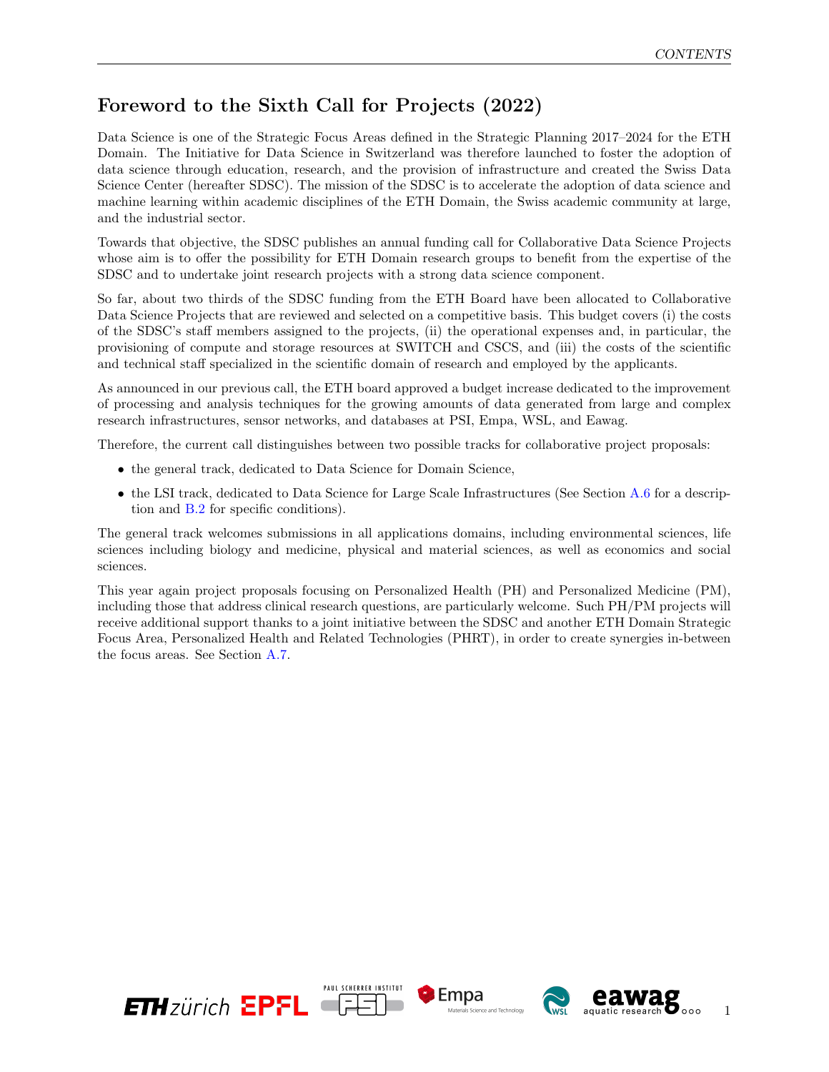# Foreword to the Sixth Call for Projects (2022)

Data Science is one of the Strategic Focus Areas defined in the Strategic Planning 2017–2024 for the ETH Domain. The Initiative for Data Science in Switzerland was therefore launched to foster the adoption of data science through education, research, and the provision of infrastructure and created the Swiss Data Science Center (hereafter SDSC). The mission of the SDSC is to accelerate the adoption of data science and machine learning within academic disciplines of the ETH Domain, the Swiss academic community at large, and the industrial sector.

Towards that objective, the SDSC publishes an annual funding call for Collaborative Data Science Projects whose aim is to offer the possibility for ETH Domain research groups to benefit from the expertise of the SDSC and to undertake joint research projects with a strong data science component.

So far, about two thirds of the SDSC funding from the ETH Board have been allocated to Collaborative Data Science Projects that are reviewed and selected on a competitive basis. This budget covers (i) the costs of the SDSC's staff members assigned to the projects, (ii) the operational expenses and, in particular, the provisioning of compute and storage resources at SWITCH and CSCS, and (iii) the costs of the scientific and technical staff specialized in the scientific domain of research and employed by the applicants.

As announced in our previous call, the ETH board approved a budget increase dedicated to the improvement of processing and analysis techniques for the growing amounts of data generated from large and complex research infrastructures, sensor networks, and databases at PSI, Empa, WSL, and Eawag.

Therefore, the current call distinguishes between two possible tracks for collaborative project proposals:

- the general track, dedicated to Data Science for Domain Science,
- the LSI track, dedicated to Data Science for Large Scale Infrastructures (See Section A.6 for a description and B.2 for specific conditions).

The general track welcomes submissions in all applications domains, including environmental sciences, life sciences including biology and medicine, physical and material sciences, as well as economics and social sciences.

This year again project proposals focusing on Personalized Health (PH) and Personalized Medicine (PM), including those that address clinical research questions, are particularly welcome. Such PH/PM projects will receive additional support thanks to a joint initiative between the SDSC and another ETH Domain Strategic Focus Area, Personalized Health and Related Technologies (PHRT), in order to create synergies in-between the focus areas. See Section A.7.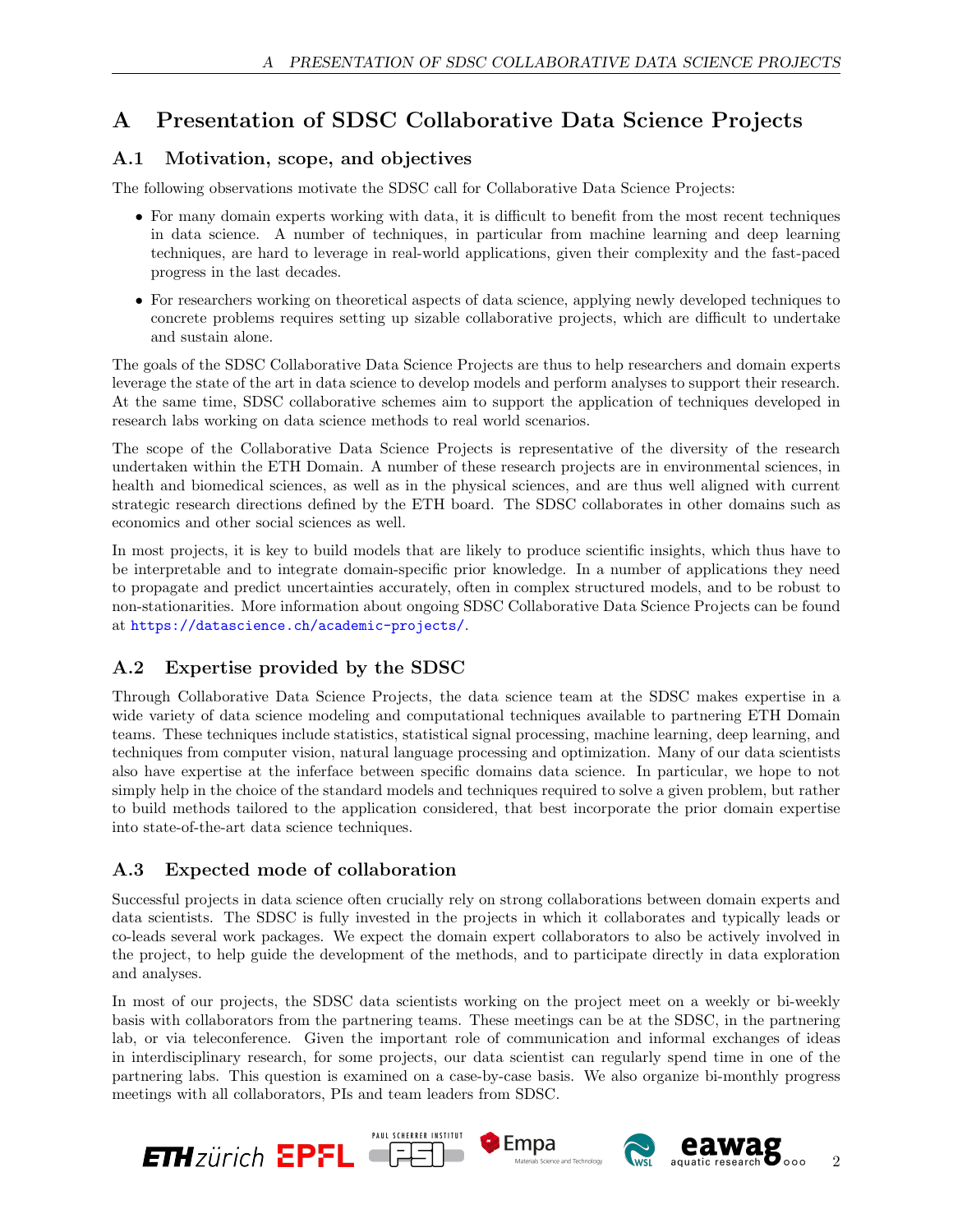# A Presentation of SDSC Collaborative Data Science Projects

## A.1 Motivation, scope, and objectives

The following observations motivate the SDSC call for Collaborative Data Science Projects:

- For many domain experts working with data, it is difficult to benefit from the most recent techniques in data science. A number of techniques, in particular from machine learning and deep learning techniques, are hard to leverage in real-world applications, given their complexity and the fast-paced progress in the last decades.
- For researchers working on theoretical aspects of data science, applying newly developed techniques to concrete problems requires setting up sizable collaborative projects, which are difficult to undertake and sustain alone.

The goals of the SDSC Collaborative Data Science Projects are thus to help researchers and domain experts leverage the state of the art in data science to develop models and perform analyses to support their research. At the same time, SDSC collaborative schemes aim to support the application of techniques developed in research labs working on data science methods to real world scenarios.

The scope of the Collaborative Data Science Projects is representative of the diversity of the research undertaken within the ETH Domain. A number of these research projects are in environmental sciences, in health and biomedical sciences, as well as in the physical sciences, and are thus well aligned with current strategic research directions defined by the ETH board. The SDSC collaborates in other domains such as economics and other social sciences as well.

In most projects, it is key to build models that are likely to produce scientific insights, which thus have to be interpretable and to integrate domain-specific prior knowledge. In a number of applications they need to propagate and predict uncertainties accurately, often in complex structured models, and to be robust to non-stationarities. More information about ongoing SDSC Collaborative Data Science Projects can be found at https://datascience.ch/academic-projects/.

## A.2 Expertise provided by the SDSC

Through Collaborative Data Science Projects, the data science team at the SDSC makes expertise in a wide variety of data science modeling and computational techniques available to partnering ETH Domain teams. These techniques include statistics, statistical signal processing, machine learning, deep learning, and techniques from computer vision, natural language processing and optimization. Many of our data scientists also have expertise at the inferface between specific domains data science. In particular, we hope to not simply help in the choice of the standard models and techniques required to solve a given problem, but rather to build methods tailored to the application considered, that best incorporate the prior domain expertise into state-of-the-art data science techniques.

## A.3 Expected mode of collaboration

Successful projects in data science often crucially rely on strong collaborations between domain experts and data scientists. The SDSC is fully invested in the projects in which it collaborates and typically leads or co-leads several work packages. We expect the domain expert collaborators to also be actively involved in the project, to help guide the development of the methods, and to participate directly in data exploration and analyses.

In most of our projects, the SDSC data scientists working on the project meet on a weekly or bi-weekly basis with collaborators from the partnering teams. These meetings can be at the SDSC, in the partnering lab, or via teleconference. Given the important role of communication and informal exchanges of ideas in interdisciplinary research, for some projects, our data scientist can regularly spend time in one of the partnering labs. This question is examined on a case-by-case basis. We also organize bi-monthly progress meetings with all collaborators, PIs and team leaders from SDSC.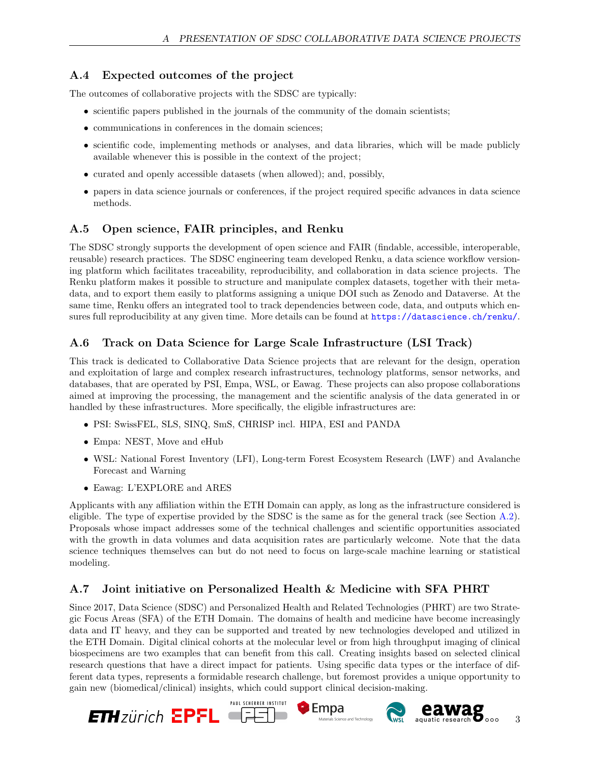## A.4 Expected outcomes of the project

The outcomes of collaborative projects with the SDSC are typically:

- scientific papers published in the journals of the community of the domain scientists;
- communications in conferences in the domain sciences;
- scientific code, implementing methods or analyses, and data libraries, which will be made publicly available whenever this is possible in the context of the project;
- curated and openly accessible datasets (when allowed); and, possibly,
- papers in data science journals or conferences, if the project required specific advances in data science methods.

## A.5 Open science, FAIR principles, and Renku

The SDSC strongly supports the development of open science and FAIR (findable, accessible, interoperable, reusable) research practices. The SDSC engineering team developed Renku, a data science workflow versioning platform which facilitates traceability, reproducibility, and collaboration in data science projects. The Renku platform makes it possible to structure and manipulate complex datasets, together with their metadata, and to export them easily to platforms assigning a unique DOI such as Zenodo and Dataverse. At the same time, Renku offers an integrated tool to track dependencies between code, data, and outputs which ensures full reproducibility at any given time. More details can be found at https://datascience.ch/renku/.

## A.6 Track on Data Science for Large Scale Infrastructure (LSI Track)

This track is dedicated to Collaborative Data Science projects that are relevant for the design, operation and exploitation of large and complex research infrastructures, technology platforms, sensor networks, and databases, that are operated by PSI, Empa, WSL, or Eawag. These projects can also propose collaborations aimed at improving the processing, the management and the scientific analysis of the data generated in or handled by these infrastructures. More specifically, the eligible infrastructures are:

- PSI: SwissFEL, SLS, SINQ, SmS, CHRISP incl. HIPA, ESI and PANDA
- Empa: NEST, Move and eHub
- WSL: National Forest Inventory (LFI), Long-term Forest Ecosystem Research (LWF) and Avalanche Forecast and Warning
- Eawag: L'EXPLORE and ARES

Applicants with any affiliation within the ETH Domain can apply, as long as the infrastructure considered is eligible. The type of expertise provided by the SDSC is the same as for the general track (see Section A.2). Proposals whose impact addresses some of the technical challenges and scientific opportunities associated with the growth in data volumes and data acquisition rates are particularly welcome. Note that the data science techniques themselves can but do not need to focus on large-scale machine learning or statistical modeling.

## A.7 Joint initiative on Personalized Health & Medicine with SFA PHRT

Since 2017, Data Science (SDSC) and Personalized Health and Related Technologies (PHRT) are two Strategic Focus Areas (SFA) of the ETH Domain. The domains of health and medicine have become increasingly data and IT heavy, and they can be supported and treated by new technologies developed and utilized in the ETH Domain. Digital clinical cohorts at the molecular level or from high throughput imaging of clinical biospecimens are two examples that can benefit from this call. Creating insights based on selected clinical research questions that have a direct impact for patients. Using specific data types or the interface of different data types, represents a formidable research challenge, but foremost provides a unique opportunity to gain new (biomedical/clinical) insights, which could support clinical decision-making.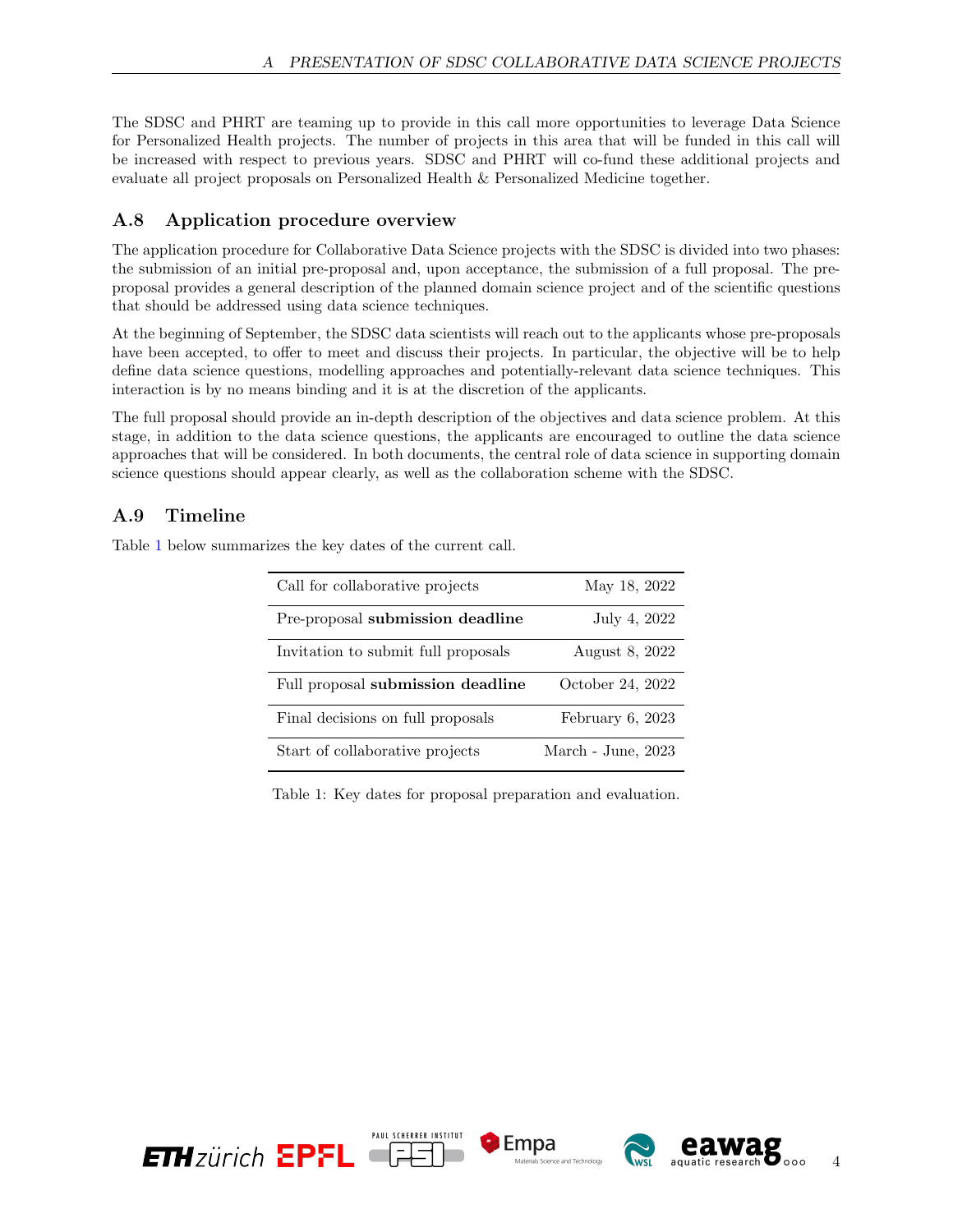The SDSC and PHRT are teaming up to provide in this call more opportunities to leverage Data Science for Personalized Health projects. The number of projects in this area that will be funded in this call will be increased with respect to previous years. SDSC and PHRT will co-fund these additional projects and evaluate all project proposals on Personalized Health & Personalized Medicine together.

## A.8 Application procedure overview

The application procedure for Collaborative Data Science projects with the SDSC is divided into two phases: the submission of an initial pre-proposal and, upon acceptance, the submission of a full proposal. The pre-proposal provides a general description of the planned domain science project and of the scientific questions that should be addressed using data science techniques.

At the beginning of September, the SDSC data scientists will reach out to the applicants whose pre-proposals have been accepted, to offer to meet and discuss their projects. In particular, the objective will be to help define data science questions, modelling approaches and potentially-relevant data science techniques. This interaction is by no means binding and it is at the discretion of the applicants.

The full proposal should provide an in-depth description of the objectives and data science problem. At this stage, in addition to the data science questions, the applicants are encouraged to outline the data science approaches that will be considered. In both documents, the central role of data science in supporting domain science questions should appear clearly, as well as the collaboration scheme with the SDSC.

## A.9 Timeline

Table 1 below summarizes the key dates of the current call.

| | |
|---|---|
| Call for collaborative projects | May 18, 2022 |
| Pre-proposal **submission deadline** | July 4, 2022 |
| Invitation to submit full proposals | August 8, 2022 |
| Full proposal **submission deadline** | October 24, 2022 |
| Final decisions on full proposals | February 6, 2023 |
| Start of collaborative projects | March - June, 2023 |

Table 1: Key dates for proposal preparation and evaluation.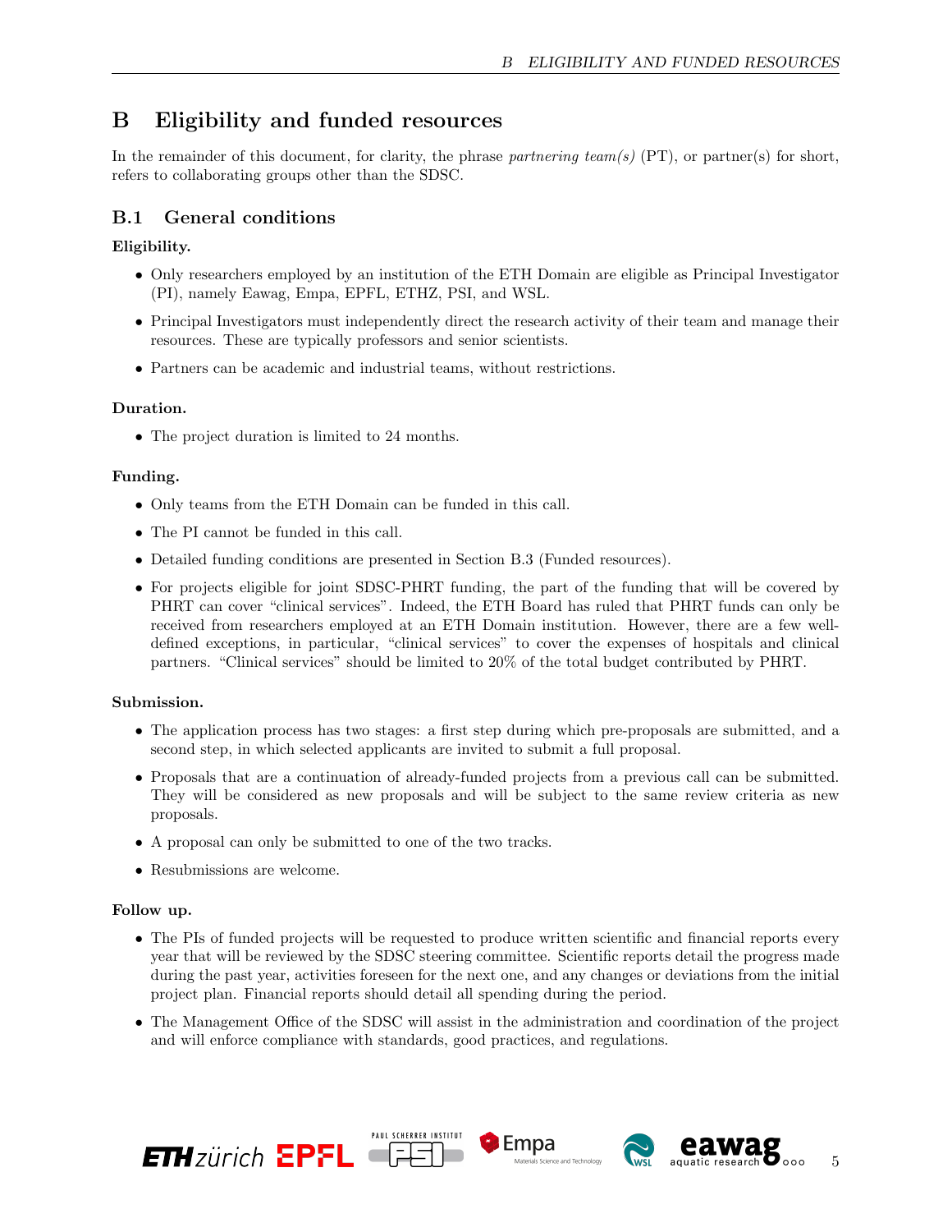# B Eligibility and funded resources

In the remainder of this document, for clarity, the phrase *partnering team(s)* (PT), or partner(s) for short, refers to collaborating groups other than the SDSC.

## B.1 General conditions

**Eligibility.**

- Only researchers employed by an institution of the ETH Domain are eligible as Principal Investigator (PI), namely Eawag, Empa, EPFL, ETHZ, PSI, and WSL.
- Principal Investigators must independently direct the research activity of their team and manage their resources. These are typically professors and senior scientists.
- Partners can be academic and industrial teams, without restrictions.

**Duration.**

- The project duration is limited to 24 months.

**Funding.**

- Only teams from the ETH Domain can be funded in this call.
- The PI cannot be funded in this call.
- Detailed funding conditions are presented in Section B.3 (Funded resources).
- For projects eligible for joint SDSC-PHRT funding, the part of the funding that will be covered by PHRT can cover "clinical services". Indeed, the ETH Board has ruled that PHRT funds can only be received from researchers employed at an ETH Domain institution. However, there are a few well-defined exceptions, in particular, "clinical services" to cover the expenses of hospitals and clinical partners. "Clinical services" should be limited to 20% of the total budget contributed by PHRT.

**Submission.**

- The application process has two stages: a first step during which pre-proposals are submitted, and a second step, in which selected applicants are invited to submit a full proposal.
- Proposals that are a continuation of already-funded projects from a previous call can be submitted. They will be considered as new proposals and will be subject to the same review criteria as new proposals.
- A proposal can only be submitted to one of the two tracks.
- Resubmissions are welcome.

**Follow up.**

- The PIs of funded projects will be requested to produce written scientific and financial reports every year that will be reviewed by the SDSC steering committee. Scientific reports detail the progress made during the past year, activities foreseen for the next one, and any changes or deviations from the initial project plan. Financial reports should detail all spending during the period.
- The Management Office of the SDSC will assist in the administration and coordination of the project and will enforce compliance with standards, good practices, and regulations.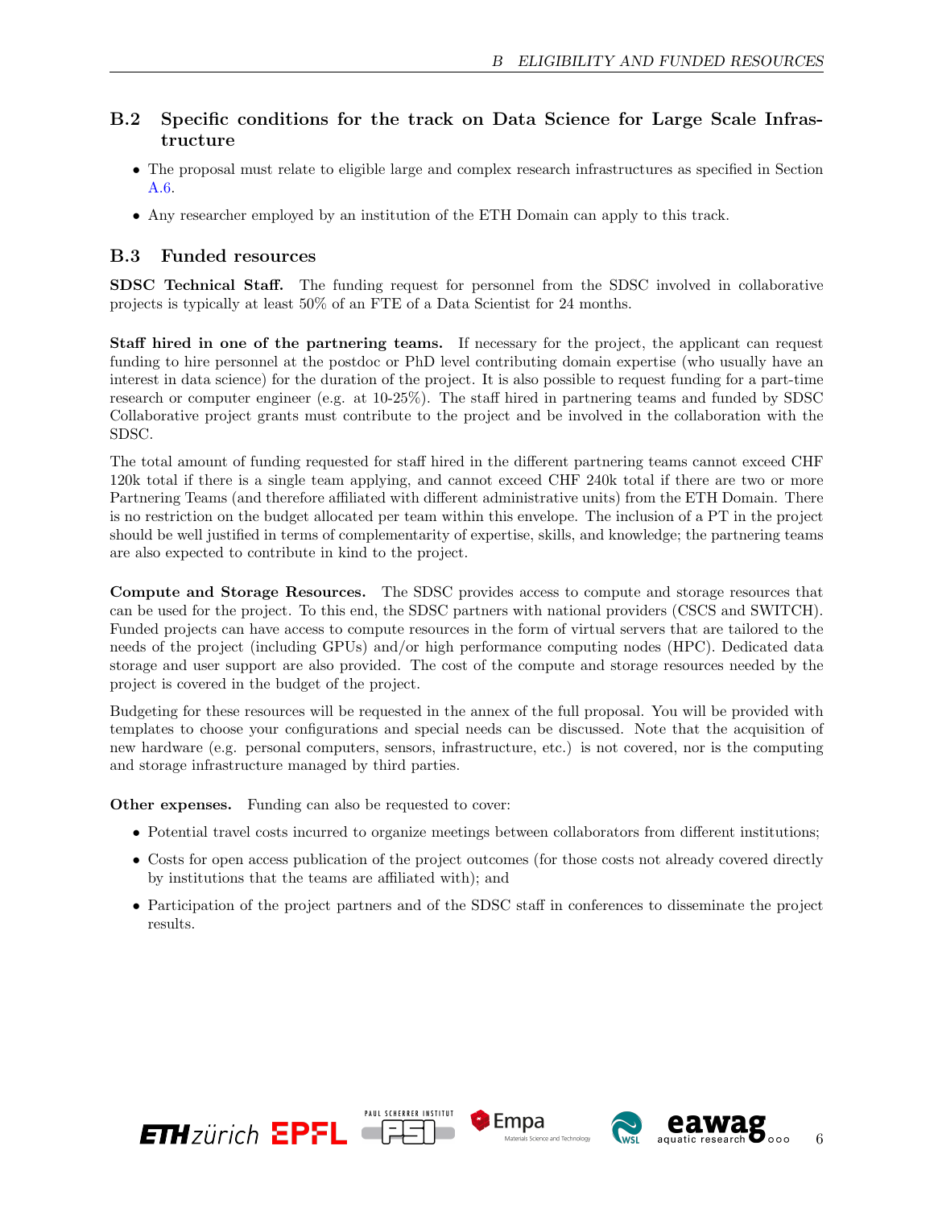## B.2 Specific conditions for the track on Data Science for Large Scale Infrastructure

- The proposal must relate to eligible large and complex research infrastructures as specified in Section A.6.
- Any researcher employed by an institution of the ETH Domain can apply to this track.

## B.3 Funded resources

**SDSC Technical Staff.** The funding request for personnel from the SDSC involved in collaborative projects is typically at least 50% of an FTE of a Data Scientist for 24 months.

**Staff hired in one of the partnering teams.** If necessary for the project, the applicant can request funding to hire personnel at the postdoc or PhD level contributing domain expertise (who usually have an interest in data science) for the duration of the project. It is also possible to request funding for a part-time research or computer engineer (e.g. at 10-25%). The staff hired in partnering teams and funded by SDSC Collaborative project grants must contribute to the project and be involved in the collaboration with the SDSC.

The total amount of funding requested for staff hired in the different partnering teams cannot exceed CHF 120k total if there is a single team applying, and cannot exceed CHF 240k total if there are two or more Partnering Teams (and therefore affiliated with different administrative units) from the ETH Domain. There is no restriction on the budget allocated per team within this envelope. The inclusion of a PT in the project should be well justified in terms of complementarity of expertise, skills, and knowledge; the partnering teams are also expected to contribute in kind to the project.

**Compute and Storage Resources.** The SDSC provides access to compute and storage resources that can be used for the project. To this end, the SDSC partners with national providers (CSCS and SWITCH). Funded projects can have access to compute resources in the form of virtual servers that are tailored to the needs of the project (including GPUs) and/or high performance computing nodes (HPC). Dedicated data storage and user support are also provided. The cost of the compute and storage resources needed by the project is covered in the budget of the project.

Budgeting for these resources will be requested in the annex of the full proposal. You will be provided with templates to choose your configurations and special needs can be discussed. Note that the acquisition of new hardware (e.g. personal computers, sensors, infrastructure, etc.) is not covered, nor is the computing and storage infrastructure managed by third parties.

**Other expenses.** Funding can also be requested to cover:

- Potential travel costs incurred to organize meetings between collaborators from different institutions;
- Costs for open access publication of the project outcomes (for those costs not already covered directly by institutions that the teams are affiliated with); and
- Participation of the project partners and of the SDSC staff in conferences to disseminate the project results.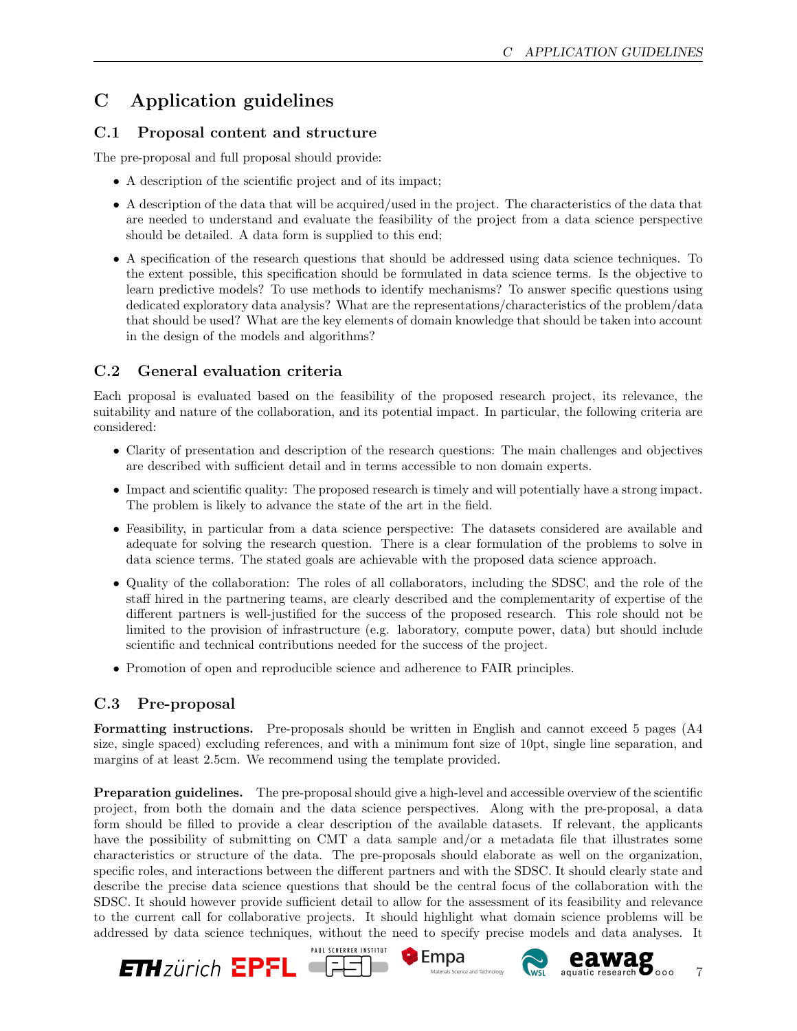# C Application guidelines

## C.1 Proposal content and structure

The pre-proposal and full proposal should provide:

- A description of the scientific project and of its impact;
- A description of the data that will be acquired/used in the project. The characteristics of the data that are needed to understand and evaluate the feasibility of the project from a data science perspective should be detailed. A data form is supplied to this end;
- A specification of the research questions that should be addressed using data science techniques. To the extent possible, this specification should be formulated in data science terms. Is the objective to learn predictive models? To use methods to identify mechanisms? To answer specific questions using dedicated exploratory data analysis? What are the representations/characteristics of the problem/data that should be used? What are the key elements of domain knowledge that should be taken into account in the design of the models and algorithms?

## C.2 General evaluation criteria

Each proposal is evaluated based on the feasibility of the proposed research project, its relevance, the suitability and nature of the collaboration, and its potential impact. In particular, the following criteria are considered:

- Clarity of presentation and description of the research questions: The main challenges and objectives are described with sufficient detail and in terms accessible to non domain experts.
- Impact and scientific quality: The proposed research is timely and will potentially have a strong impact. The problem is likely to advance the state of the art in the field.
- Feasibility, in particular from a data science perspective: The datasets considered are available and adequate for solving the research question. There is a clear formulation of the problems to solve in data science terms. The stated goals are achievable with the proposed data science approach.
- Quality of the collaboration: The roles of all collaborators, including the SDSC, and the role of the staff hired in the partnering teams, are clearly described and the complementarity of expertise of the different partners is well-justified for the success of the proposed research. This role should not be limited to the provision of infrastructure (e.g. laboratory, compute power, data) but should include scientific and technical contributions needed for the success of the project.
- Promotion of open and reproducible science and adherence to FAIR principles.

## C.3 Pre-proposal

**Formatting instructions.** Pre-proposals should be written in English and cannot exceed 5 pages (A4 size, single spaced) excluding references, and with a minimum font size of 10pt, single line separation, and margins of at least 2.5cm. We recommend using the template provided.

**Preparation guidelines.** The pre-proposal should give a high-level and accessible overview of the scientific project, from both the domain and the data science perspectives. Along with the pre-proposal, a data form should be filled to provide a clear description of the available datasets. If relevant, the applicants have the possibility of submitting on CMT a data sample and/or a metadata file that illustrates some characteristics or structure of the data. The pre-proposals should elaborate as well on the organization, specific roles, and interactions between the different partners and with the SDSC. It should clearly state and describe the precise data science questions that should be the central focus of the collaboration with the SDSC. It should however provide sufficient detail to allow for the assessment of its feasibility and relevance to the current call for collaborative projects. It should highlight what domain science problems will be addressed by data science techniques, without the need to specify precise models and data analyses. It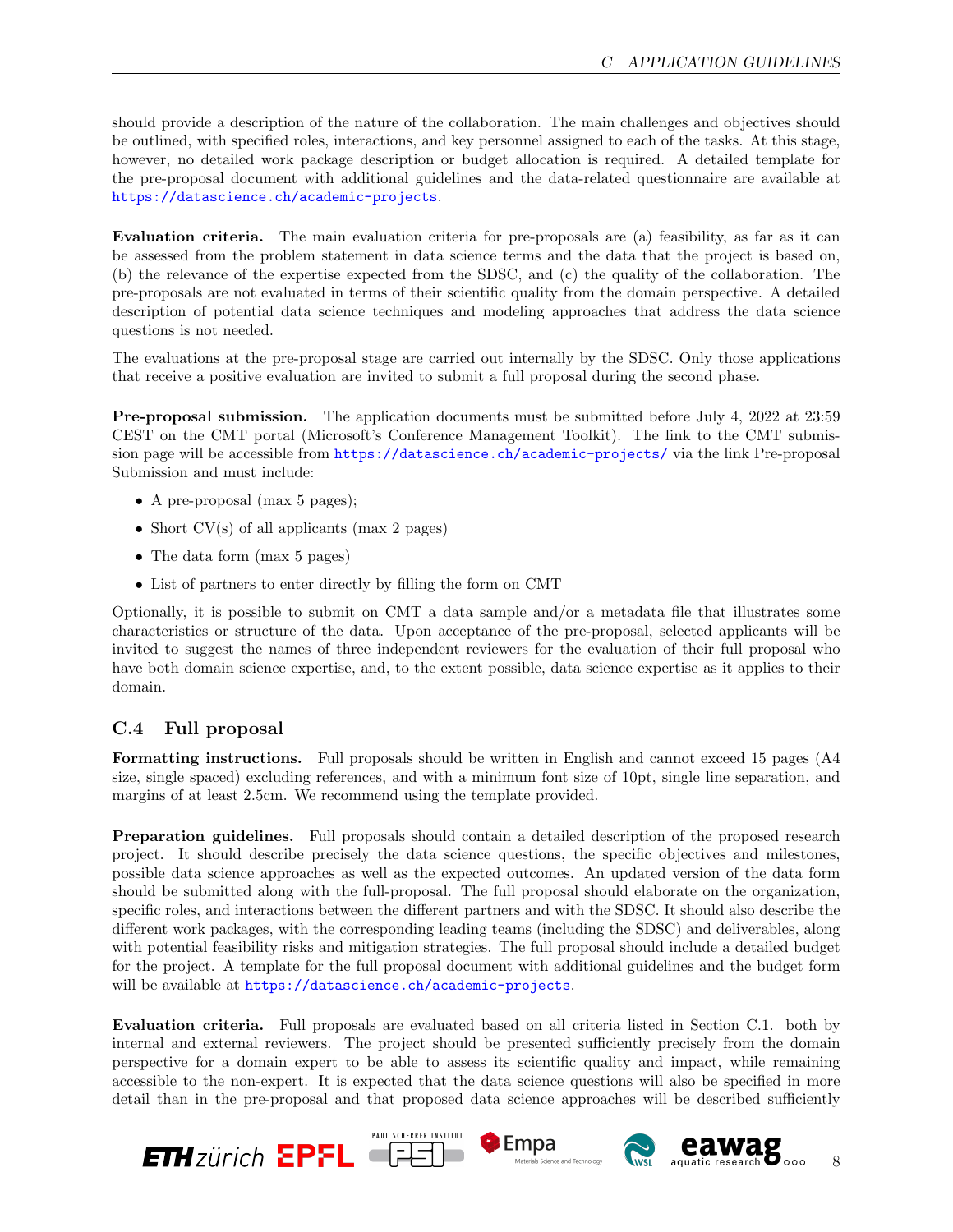should provide a description of the nature of the collaboration. The main challenges and objectives should be outlined, with specified roles, interactions, and key personnel assigned to each of the tasks. At this stage, however, no detailed work package description or budget allocation is required. A detailed template for the pre-proposal document with additional guidelines and the data-related questionnaire are available at https://datascience.ch/academic-projects.

**Evaluation criteria.** The main evaluation criteria for pre-proposals are (a) feasibility, as far as it can be assessed from the problem statement in data science terms and the data that the project is based on, (b) the relevance of the expertise expected from the SDSC, and (c) the quality of the collaboration. The pre-proposals are not evaluated in terms of their scientific quality from the domain perspective. A detailed description of potential data science techniques and modeling approaches that address the data science questions is not needed.

The evaluations at the pre-proposal stage are carried out internally by the SDSC. Only those applications that receive a positive evaluation are invited to submit a full proposal during the second phase.

**Pre-proposal submission.** The application documents must be submitted before July 4, 2022 at 23:59 CEST on the CMT portal (Microsoft's Conference Management Toolkit). The link to the CMT submission page will be accessible from https://datascience.ch/academic-projects/ via the link Pre-proposal Submission and must include:

- A pre-proposal (max 5 pages);
- Short CV(s) of all applicants (max 2 pages)
- The data form (max 5 pages)
- List of partners to enter directly by filling the form on CMT

Optionally, it is possible to submit on CMT a data sample and/or a metadata file that illustrates some characteristics or structure of the data. Upon acceptance of the pre-proposal, selected applicants will be invited to suggest the names of three independent reviewers for the evaluation of their full proposal who have both domain science expertise, and, to the extent possible, data science expertise as it applies to their domain.

## C.4 Full proposal

**Formatting instructions.** Full proposals should be written in English and cannot exceed 15 pages (A4 size, single spaced) excluding references, and with a minimum font size of 10pt, single line separation, and margins of at least 2.5cm. We recommend using the template provided.

**Preparation guidelines.** Full proposals should contain a detailed description of the proposed research project. It should describe precisely the data science questions, the specific objectives and milestones, possible data science approaches as well as the expected outcomes. An updated version of the data form should be submitted along with the full-proposal. The full proposal should elaborate on the organization, specific roles, and interactions between the different partners and with the SDSC. It should also describe the different work packages, with the corresponding leading teams (including the SDSC) and deliverables, along with potential feasibility risks and mitigation strategies. The full proposal should include a detailed budget for the project. A template for the full proposal document with additional guidelines and the budget form will be available at https://datascience.ch/academic-projects.

**Evaluation criteria.** Full proposals are evaluated based on all criteria listed in Section C.1. both by internal and external reviewers. The project should be presented sufficiently precisely from the domain perspective for a domain expert to be able to assess its scientific quality and impact, while remaining accessible to the non-expert. It is expected that the data science questions will also be specified in more detail than in the pre-proposal and that proposed data science approaches will be described sufficiently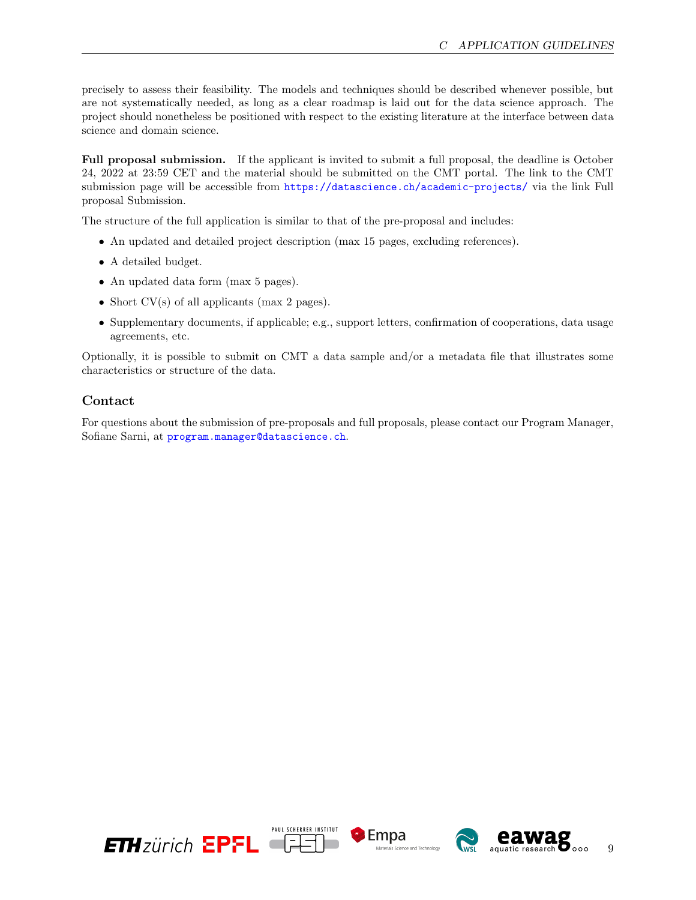precisely to assess their feasibility. The models and techniques should be described whenever possible, but are not systematically needed, as long as a clear roadmap is laid out for the data science approach. The project should nonetheless be positioned with respect to the existing literature at the interface between data science and domain science.

**Full proposal submission.** If the applicant is invited to submit a full proposal, the deadline is October 24, 2022 at 23:59 CET and the material should be submitted on the CMT portal. The link to the CMT submission page will be accessible from https://datascience.ch/academic-projects/ via the link Full proposal Submission.

The structure of the full application is similar to that of the pre-proposal and includes:

- An updated and detailed project description (max 15 pages, excluding references).
- A detailed budget.
- An updated data form (max 5 pages).
- Short CV(s) of all applicants (max 2 pages).
- Supplementary documents, if applicable; e.g., support letters, confirmation of cooperations, data usage agreements, etc.

Optionally, it is possible to submit on CMT a data sample and/or a metadata file that illustrates some characteristics or structure of the data.

## Contact

For questions about the submission of pre-proposals and full proposals, please contact our Program Manager, Sofiane Sarni, at program.manager@datascience.ch.